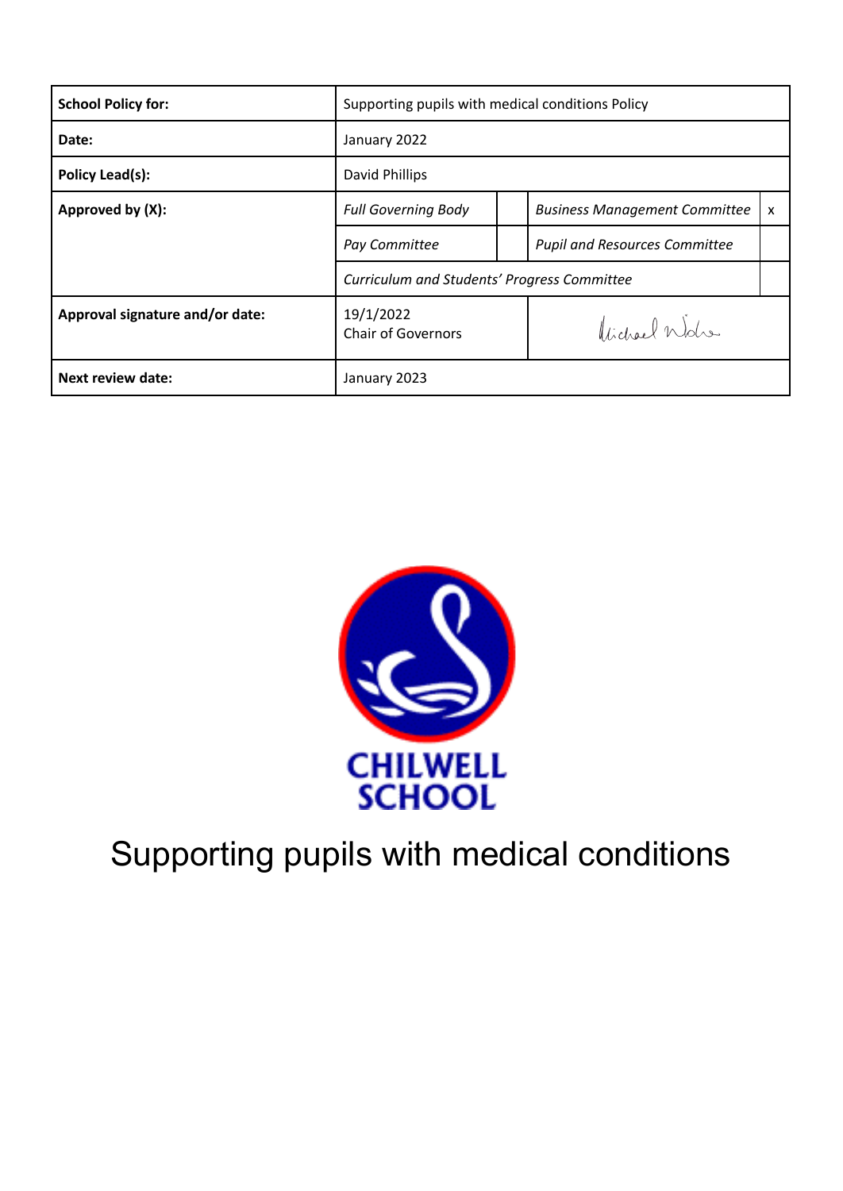| **School Policy for:** | Supporting pupils with medical conditions Policy | | | |
|---|---|---|---|---|
| **Date:** | January 2022 | | | |
| **Policy Lead(s):** | David Phillips | | | |
| **Approved by (X):** | *Full Governing Body* | | *Business Management Committee* | x |
| | *Pay Committee* | | *Pupil and Resources Committee* | |
| | *Curriculum and Students' Progress Committee* | | | |
| **Approval signature and/or date:** | 19/1/2022<br>Chair of Governors | | Michael Wolre | |
| **Next review date:** | January 2023 | | | |

CHILWELL SCHOOL

# Supporting pupils with medical conditions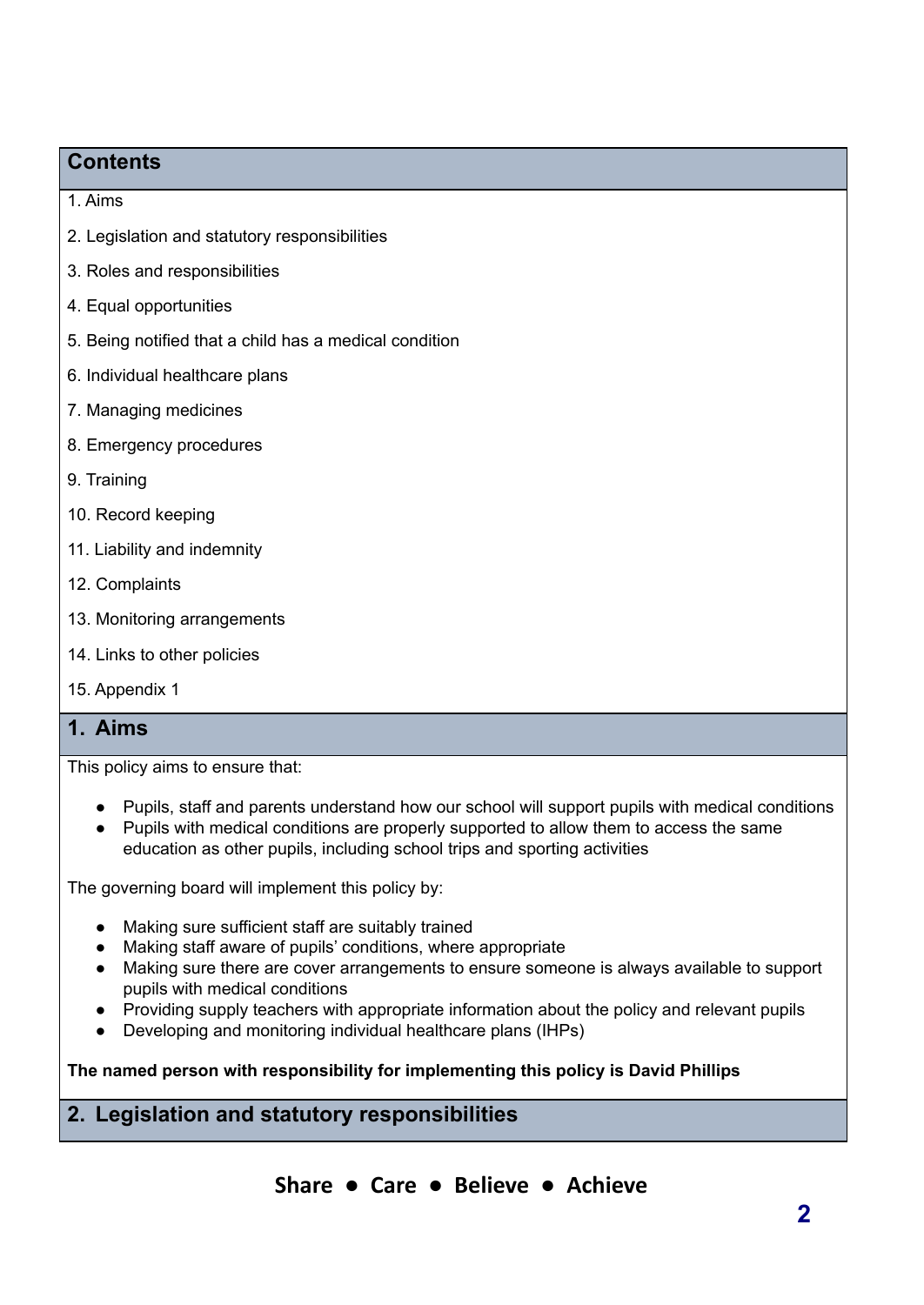## Contents

1. Aims
2. Legislation and statutory responsibilities
3. Roles and responsibilities
4. Equal opportunities
5. Being notified that a child has a medical condition
6. Individual healthcare plans
7. Managing medicines
8. Emergency procedures
9. Training
10. Record keeping
11. Liability and indemnity
12. Complaints
13. Monitoring arrangements
14. Links to other policies
15. Appendix 1

## 1. Aims

This policy aims to ensure that:

- Pupils, staff and parents understand how our school will support pupils with medical conditions
- Pupils with medical conditions are properly supported to allow them to access the same education as other pupils, including school trips and sporting activities

The governing board will implement this policy by:

- Making sure sufficient staff are suitably trained
- Making staff aware of pupils' conditions, where appropriate
- Making sure there are cover arrangements to ensure someone is always available to support pupils with medical conditions
- Providing supply teachers with appropriate information about the policy and relevant pupils
- Developing and monitoring individual healthcare plans (IHPs)

**The named person with responsibility for implementing this policy is David Phillips**

## 2. Legislation and statutory responsibilities

Share ● Care ● Believe ● Achieve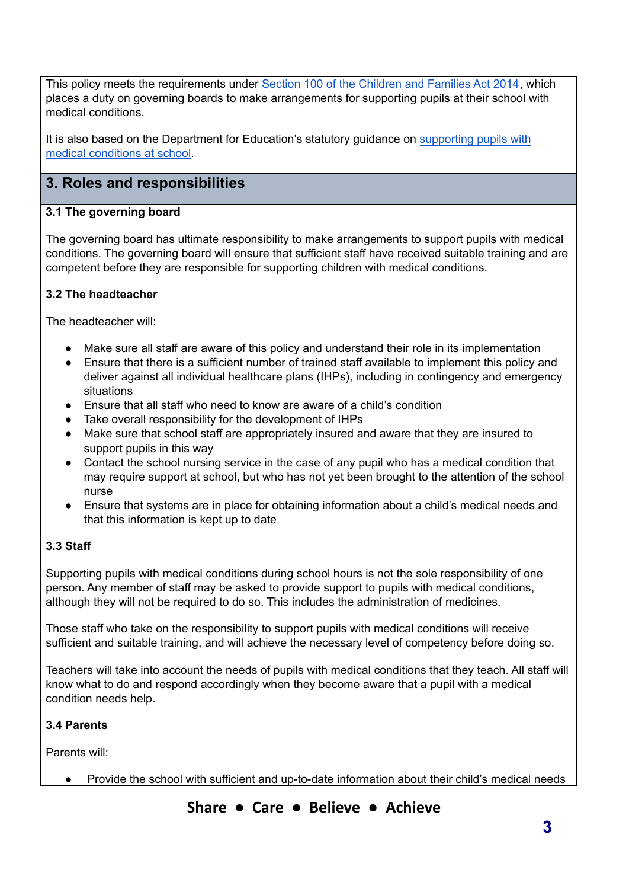This policy meets the requirements under [Section 100 of the Children and Families Act 2014](), which places a duty on governing boards to make arrangements for supporting pupils at their school with medical conditions.

It is also based on the Department for Education's statutory guidance on [supporting pupils with medical conditions at school]().

## 3. Roles and responsibilities

### 3.1 The governing board

The governing board has ultimate responsibility to make arrangements to support pupils with medical conditions. The governing board will ensure that sufficient staff have received suitable training and are competent before they are responsible for supporting children with medical conditions.

### 3.2 The headteacher

The headteacher will:

- Make sure all staff are aware of this policy and understand their role in its implementation
- Ensure that there is a sufficient number of trained staff available to implement this policy and deliver against all individual healthcare plans (IHPs), including in contingency and emergency situations
- Ensure that all staff who need to know are aware of a child's condition
- Take overall responsibility for the development of IHPs
- Make sure that school staff are appropriately insured and aware that they are insured to support pupils in this way
- Contact the school nursing service in the case of any pupil who has a medical condition that may require support at school, but who has not yet been brought to the attention of the school nurse
- Ensure that systems are in place for obtaining information about a child's medical needs and that this information is kept up to date

### 3.3 Staff

Supporting pupils with medical conditions during school hours is not the sole responsibility of one person. Any member of staff may be asked to provide support to pupils with medical conditions, although they will not be required to do so. This includes the administration of medicines.

Those staff who take on the responsibility to support pupils with medical conditions will receive sufficient and suitable training, and will achieve the necessary level of competency before doing so.

Teachers will take into account the needs of pupils with medical conditions that they teach. All staff will know what to do and respond accordingly when they become aware that a pupil with a medical condition needs help.

### 3.4 Parents

Parents will:

- Provide the school with sufficient and up-to-date information about their child's medical needs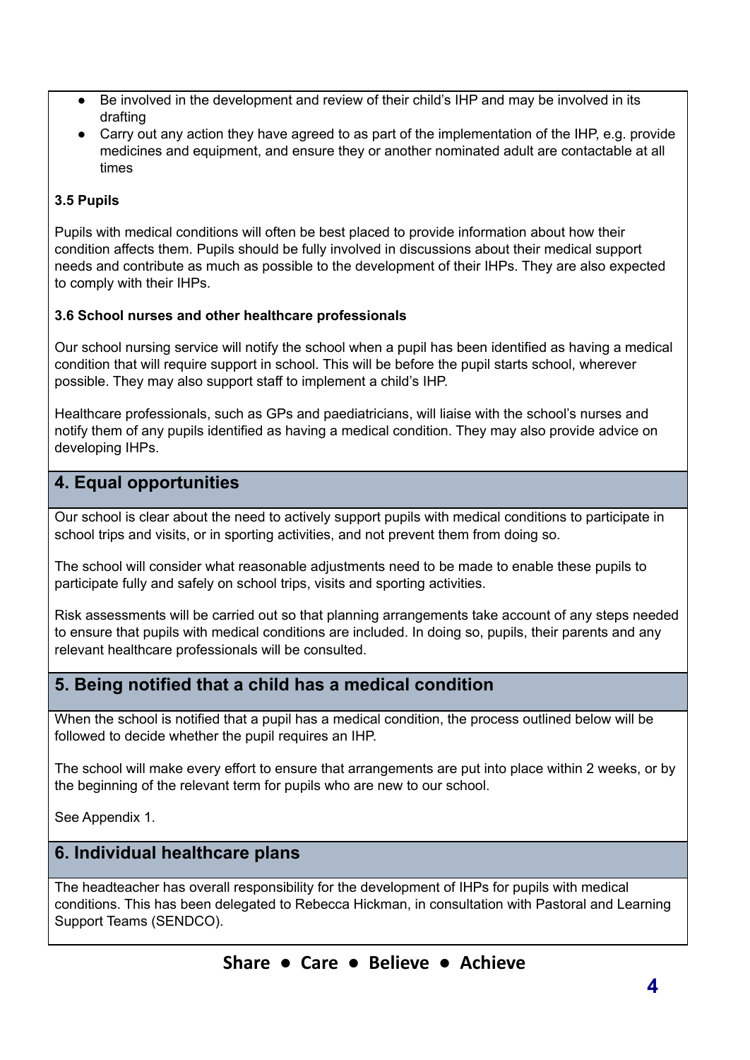- Be involved in the development and review of their child's IHP and may be involved in its drafting
- Carry out any action they have agreed to as part of the implementation of the IHP, e.g. provide medicines and equipment, and ensure they or another nominated adult are contactable at all times

### 3.5 Pupils

Pupils with medical conditions will often be best placed to provide information about how their condition affects them. Pupils should be fully involved in discussions about their medical support needs and contribute as much as possible to the development of their IHPs. They are also expected to comply with their IHPs.

### 3.6 School nurses and other healthcare professionals

Our school nursing service will notify the school when a pupil has been identified as having a medical condition that will require support in school. This will be before the pupil starts school, wherever possible. They may also support staff to implement a child's IHP.

Healthcare professionals, such as GPs and paediatricians, will liaise with the school's nurses and notify them of any pupils identified as having a medical condition. They may also provide advice on developing IHPs.

## 4. Equal opportunities

Our school is clear about the need to actively support pupils with medical conditions to participate in school trips and visits, or in sporting activities, and not prevent them from doing so.

The school will consider what reasonable adjustments need to be made to enable these pupils to participate fully and safely on school trips, visits and sporting activities.

Risk assessments will be carried out so that planning arrangements take account of any steps needed to ensure that pupils with medical conditions are included. In doing so, pupils, their parents and any relevant healthcare professionals will be consulted.

## 5. Being notified that a child has a medical condition

When the school is notified that a pupil has a medical condition, the process outlined below will be followed to decide whether the pupil requires an IHP.

The school will make every effort to ensure that arrangements are put into place within 2 weeks, or by the beginning of the relevant term for pupils who are new to our school.

See Appendix 1.

## 6. Individual healthcare plans

The headteacher has overall responsibility for the development of IHPs for pupils with medical conditions. This has been delegated to Rebecca Hickman, in consultation with Pastoral and Learning Support Teams (SENDCO).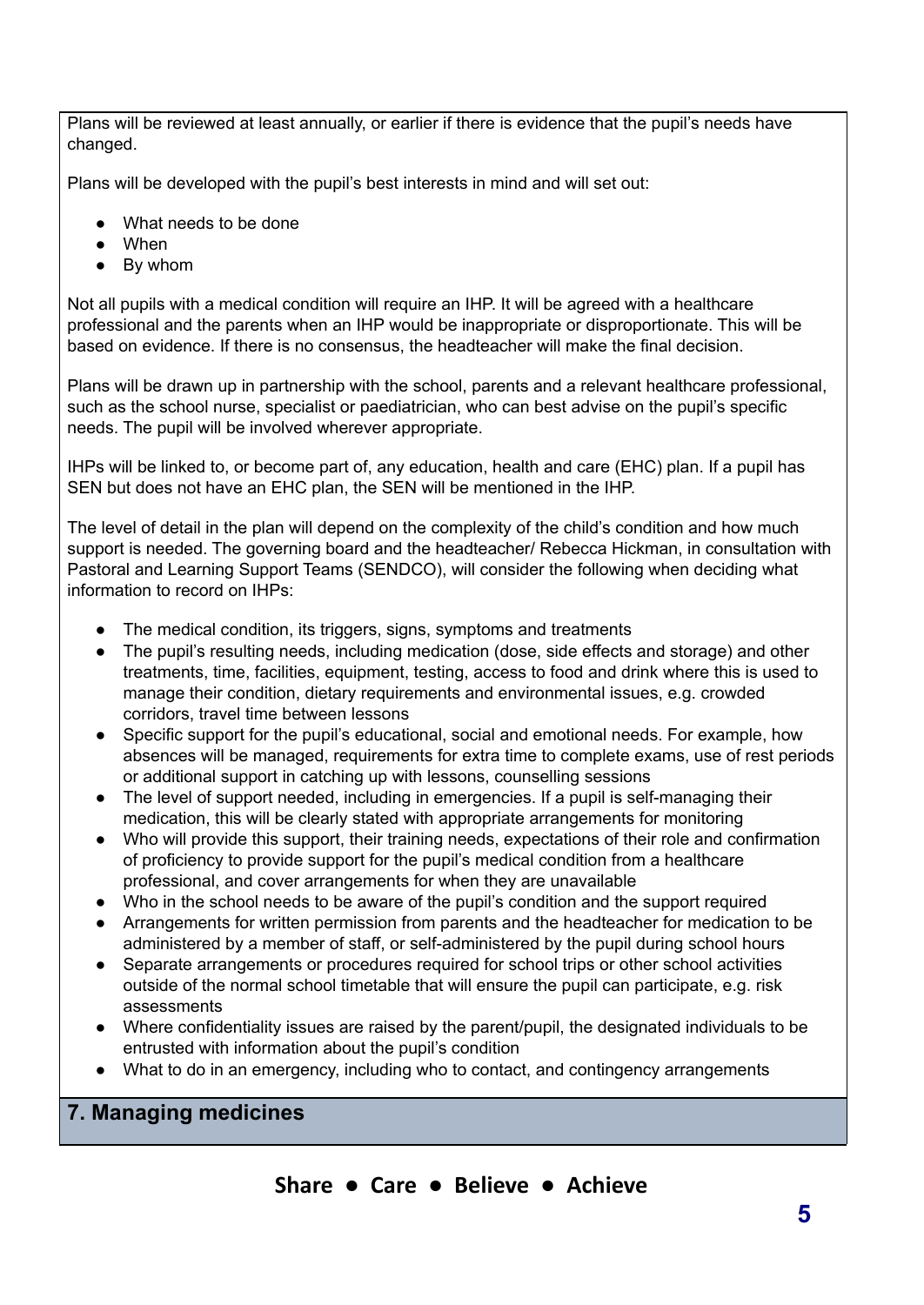Plans will be reviewed at least annually, or earlier if there is evidence that the pupil's needs have changed.

Plans will be developed with the pupil's best interests in mind and will set out:

- What needs to be done
- When
- By whom

Not all pupils with a medical condition will require an IHP. It will be agreed with a healthcare professional and the parents when an IHP would be inappropriate or disproportionate. This will be based on evidence. If there is no consensus, the headteacher will make the final decision.

Plans will be drawn up in partnership with the school, parents and a relevant healthcare professional, such as the school nurse, specialist or paediatrician, who can best advise on the pupil's specific needs. The pupil will be involved wherever appropriate.

IHPs will be linked to, or become part of, any education, health and care (EHC) plan. If a pupil has SEN but does not have an EHC plan, the SEN will be mentioned in the IHP.

The level of detail in the plan will depend on the complexity of the child's condition and how much support is needed. The governing board and the headteacher/ Rebecca Hickman, in consultation with Pastoral and Learning Support Teams (SENDCO), will consider the following when deciding what information to record on IHPs:

- The medical condition, its triggers, signs, symptoms and treatments
- The pupil's resulting needs, including medication (dose, side effects and storage) and other treatments, time, facilities, equipment, testing, access to food and drink where this is used to manage their condition, dietary requirements and environmental issues, e.g. crowded corridors, travel time between lessons
- Specific support for the pupil's educational, social and emotional needs. For example, how absences will be managed, requirements for extra time to complete exams, use of rest periods or additional support in catching up with lessons, counselling sessions
- The level of support needed, including in emergencies. If a pupil is self-managing their medication, this will be clearly stated with appropriate arrangements for monitoring
- Who will provide this support, their training needs, expectations of their role and confirmation of proficiency to provide support for the pupil's medical condition from a healthcare professional, and cover arrangements for when they are unavailable
- Who in the school needs to be aware of the pupil's condition and the support required
- Arrangements for written permission from parents and the headteacher for medication to be administered by a member of staff, or self-administered by the pupil during school hours
- Separate arrangements or procedures required for school trips or other school activities outside of the normal school timetable that will ensure the pupil can participate, e.g. risk assessments
- Where confidentiality issues are raised by the parent/pupil, the designated individuals to be entrusted with information about the pupil's condition
- What to do in an emergency, including who to contact, and contingency arrangements

## 7. Managing medicines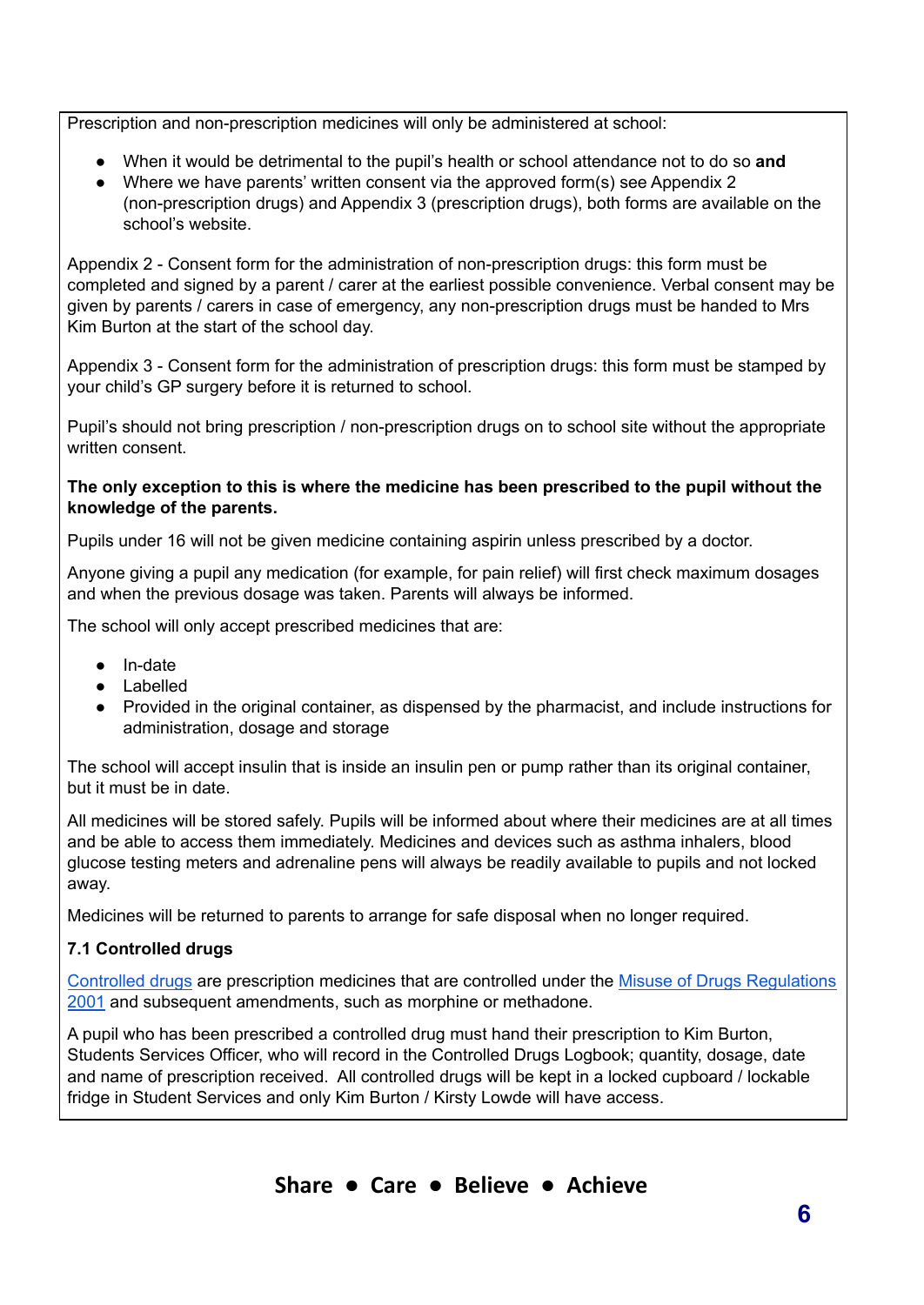Prescription and non-prescription medicines will only be administered at school:

- When it would be detrimental to the pupil's health or school attendance not to do so **and**
- Where we have parents' written consent via the approved form(s) see Appendix 2 (non-prescription drugs) and Appendix 3 (prescription drugs), both forms are available on the school's website.

Appendix 2 - Consent form for the administration of non-prescription drugs: this form must be completed and signed by a parent / carer at the earliest possible convenience. Verbal consent may be given by parents / carers in case of emergency, any non-prescription drugs must be handed to Mrs Kim Burton at the start of the school day.

Appendix 3 - Consent form for the administration of prescription drugs: this form must be stamped by your child's GP surgery before it is returned to school.

Pupil's should not bring prescription / non-prescription drugs on to school site without the appropriate written consent.

**The only exception to this is where the medicine has been prescribed to the pupil without the knowledge of the parents.**

Pupils under 16 will not be given medicine containing aspirin unless prescribed by a doctor.

Anyone giving a pupil any medication (for example, for pain relief) will first check maximum dosages and when the previous dosage was taken. Parents will always be informed.

The school will only accept prescribed medicines that are:

- In-date
- Labelled
- Provided in the original container, as dispensed by the pharmacist, and include instructions for administration, dosage and storage

The school will accept insulin that is inside an insulin pen or pump rather than its original container, but it must be in date.

All medicines will be stored safely. Pupils will be informed about where their medicines are at all times and be able to access them immediately. Medicines and devices such as asthma inhalers, blood glucose testing meters and adrenaline pens will always be readily available to pupils and not locked away.

Medicines will be returned to parents to arrange for safe disposal when no longer required.

### 7.1 Controlled drugs

Controlled drugs are prescription medicines that are controlled under the Misuse of Drugs Regulations 2001 and subsequent amendments, such as morphine or methadone.

A pupil who has been prescribed a controlled drug must hand their prescription to Kim Burton, Students Services Officer, who will record in the Controlled Drugs Logbook; quantity, dosage, date and name of prescription received. All controlled drugs will be kept in a locked cupboard / lockable fridge in Student Services and only Kim Burton / Kirsty Lowde will have access.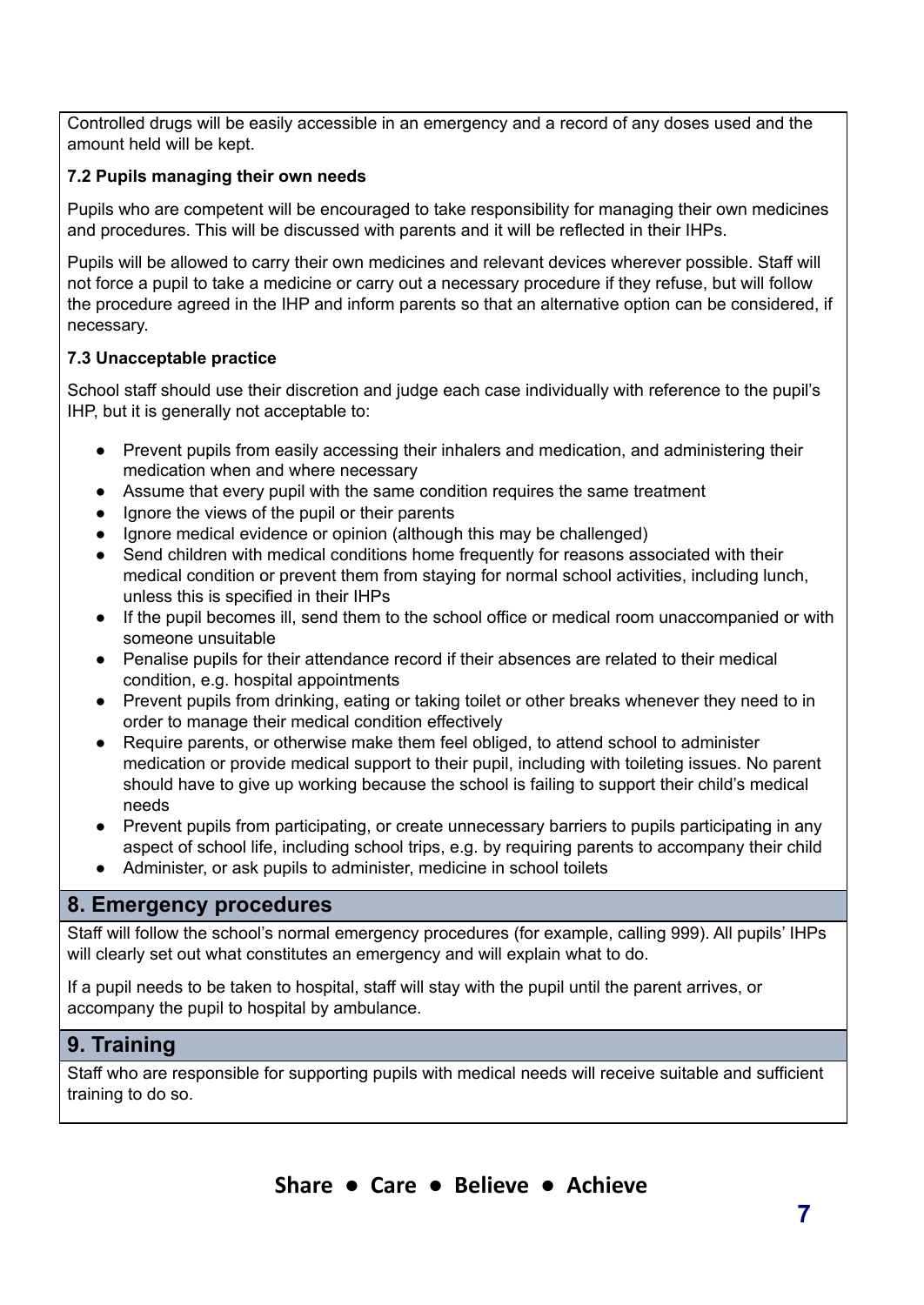Controlled drugs will be easily accessible in an emergency and a record of any doses used and the amount held will be kept.

### 7.2 Pupils managing their own needs

Pupils who are competent will be encouraged to take responsibility for managing their own medicines and procedures. This will be discussed with parents and it will be reflected in their IHPs.

Pupils will be allowed to carry their own medicines and relevant devices wherever possible. Staff will not force a pupil to take a medicine or carry out a necessary procedure if they refuse, but will follow the procedure agreed in the IHP and inform parents so that an alternative option can be considered, if necessary.

### 7.3 Unacceptable practice

School staff should use their discretion and judge each case individually with reference to the pupil's IHP, but it is generally not acceptable to:

- Prevent pupils from easily accessing their inhalers and medication, and administering their medication when and where necessary
- Assume that every pupil with the same condition requires the same treatment
- Ignore the views of the pupil or their parents
- Ignore medical evidence or opinion (although this may be challenged)
- Send children with medical conditions home frequently for reasons associated with their medical condition or prevent them from staying for normal school activities, including lunch, unless this is specified in their IHPs
- If the pupil becomes ill, send them to the school office or medical room unaccompanied or with someone unsuitable
- Penalise pupils for their attendance record if their absences are related to their medical condition, e.g. hospital appointments
- Prevent pupils from drinking, eating or taking toilet or other breaks whenever they need to in order to manage their medical condition effectively
- Require parents, or otherwise make them feel obliged, to attend school to administer medication or provide medical support to their pupil, including with toileting issues. No parent should have to give up working because the school is failing to support their child's medical needs
- Prevent pupils from participating, or create unnecessary barriers to pupils participating in any aspect of school life, including school trips, e.g. by requiring parents to accompany their child
- Administer, or ask pupils to administer, medicine in school toilets

## 8. Emergency procedures

Staff will follow the school's normal emergency procedures (for example, calling 999). All pupils' IHPs will clearly set out what constitutes an emergency and will explain what to do.

If a pupil needs to be taken to hospital, staff will stay with the pupil until the parent arrives, or accompany the pupil to hospital by ambulance.

## 9. Training

Staff who are responsible for supporting pupils with medical needs will receive suitable and sufficient training to do so.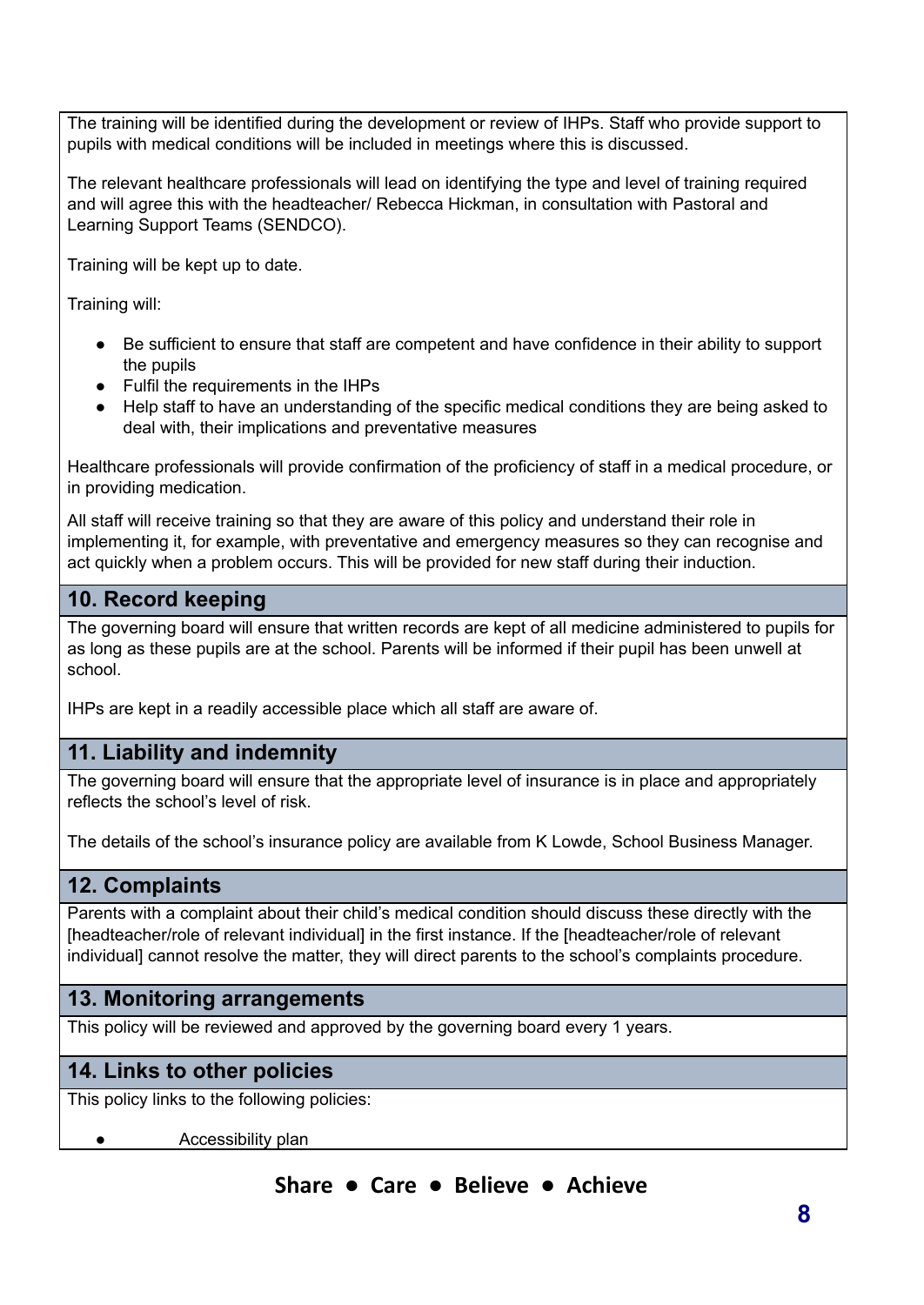The training will be identified during the development or review of IHPs. Staff who provide support to pupils with medical conditions will be included in meetings where this is discussed.

The relevant healthcare professionals will lead on identifying the type and level of training required and will agree this with the headteacher/ Rebecca Hickman, in consultation with Pastoral and Learning Support Teams (SENDCO).

Training will be kept up to date.

Training will:

- Be sufficient to ensure that staff are competent and have confidence in their ability to support the pupils
- Fulfil the requirements in the IHPs
- Help staff to have an understanding of the specific medical conditions they are being asked to deal with, their implications and preventative measures

Healthcare professionals will provide confirmation of the proficiency of staff in a medical procedure, or in providing medication.

All staff will receive training so that they are aware of this policy and understand their role in implementing it, for example, with preventative and emergency measures so they can recognise and act quickly when a problem occurs. This will be provided for new staff during their induction.

## 10. Record keeping

The governing board will ensure that written records are kept of all medicine administered to pupils for as long as these pupils are at the school. Parents will be informed if their pupil has been unwell at school.

IHPs are kept in a readily accessible place which all staff are aware of.

## 11. Liability and indemnity

The governing board will ensure that the appropriate level of insurance is in place and appropriately reflects the school's level of risk.

The details of the school's insurance policy are available from K Lowde, School Business Manager.

## 12. Complaints

Parents with a complaint about their child's medical condition should discuss these directly with the [headteacher/role of relevant individual] in the first instance. If the [headteacher/role of relevant individual] cannot resolve the matter, they will direct parents to the school's complaints procedure.

## 13. Monitoring arrangements

This policy will be reviewed and approved by the governing board every 1 years.

## 14. Links to other policies

This policy links to the following policies:

- Accessibility plan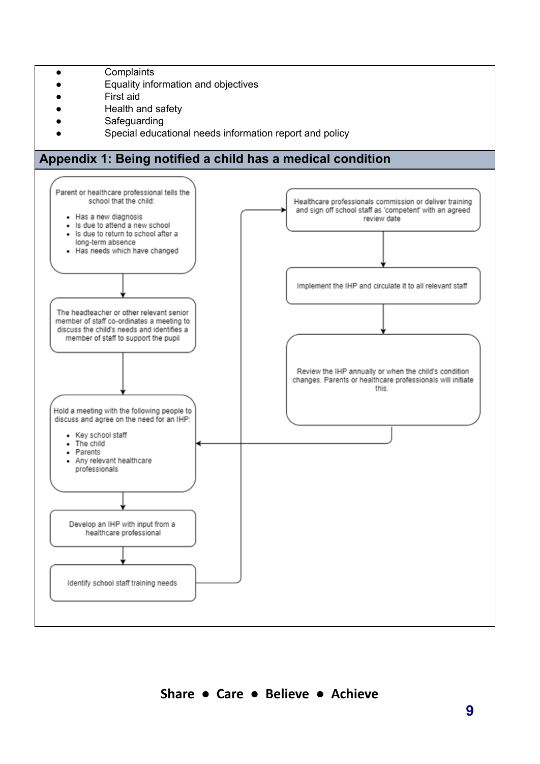- Complaints
- Equality information and objectives
- First aid
- Health and safety
- Safeguarding
- Special educational needs information report and policy

## Appendix 1: Being notified a child has a medical condition

Parent or healthcare professional tells the school that the child:

- Has a new diagnosis
- Is due to attend a new school
- Is due to return to school after a long-term absence
- Has needs which have changed

↓

The headteacher or other relevant senior member of staff co-ordinates a meeting to discuss the child's needs and identifies a member of staff to support the pupil

↓

Hold a meeting with the following people to discuss and agree on the need for an IHP:

- Key school staff
- The child
- Parents
- Any relevant healthcare professionals

↓

Develop an IHP with input from a healthcare professional

↓

Identify school staff training needs

↓

Healthcare professionals commission or deliver training and sign off school staff as 'competent' with an agreed review date

↓

Implement the IHP and circulate it to all relevant staff

↓

Review the IHP annually or when the child's condition changes. Parents or healthcare professionals will initiate this.

↓ (returns to "Hold a meeting with the following people to discuss and agree on the need for an IHP")

Share ● Care ● Believe ● Achieve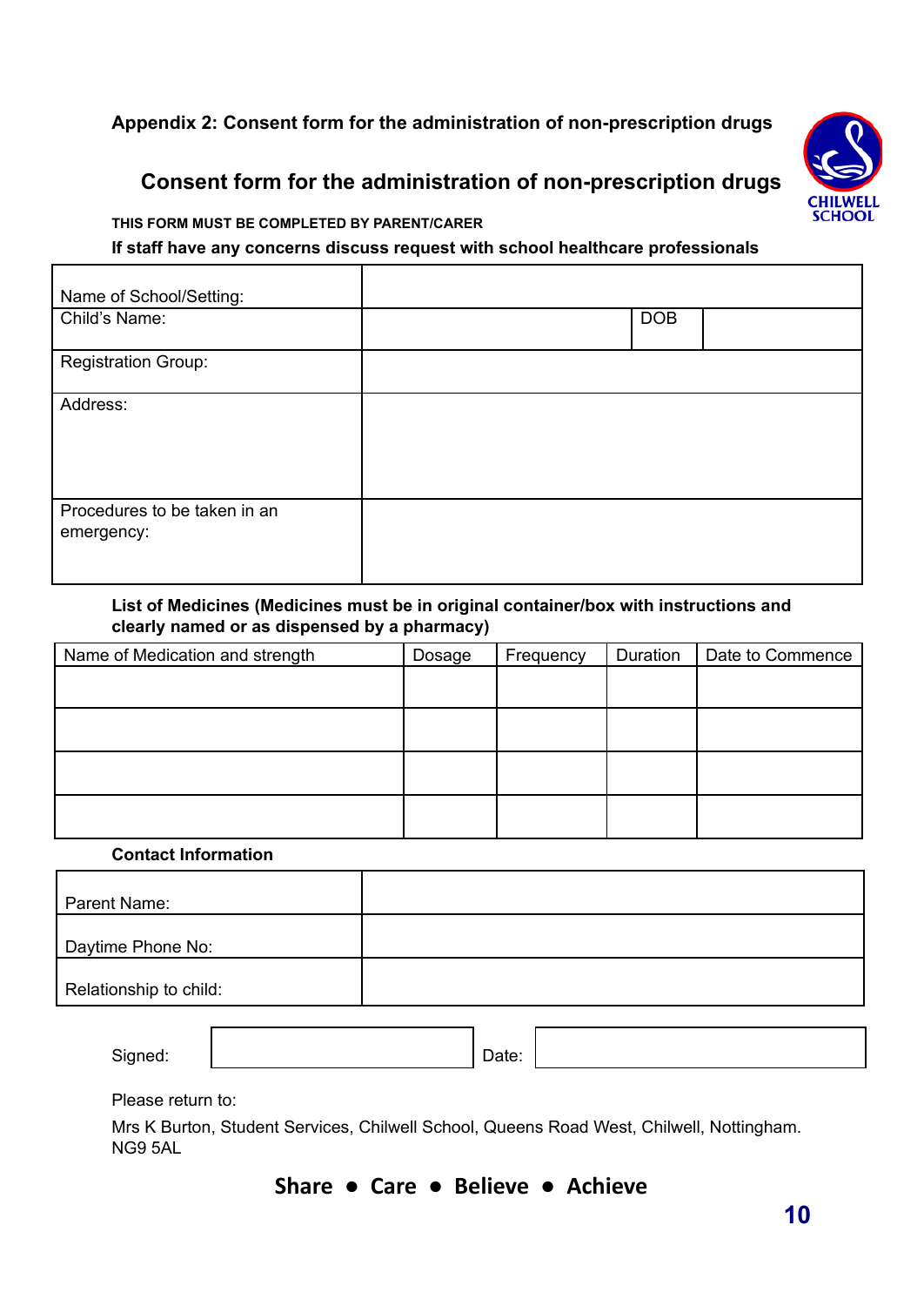**Appendix 2: Consent form for the administration of non-prescription drugs**

## Consent form for the administration of non-prescription drugs

**THIS FORM MUST BE COMPLETED BY PARENT/CARER**

**If staff have any concerns discuss request with school healthcare professionals**

| | | | |
|---|---|---|---|
| Name of School/Setting: | | | |
| Child's Name: | | DOB | |
| Registration Group: | | | |
| Address: | | | |
| Procedures to be taken in an emergency: | | | |

**List of Medicines (Medicines must be in original container/box with instructions and clearly named or as dispensed by a pharmacy)**

| Name of Medication and strength | Dosage | Frequency | Duration | Date to Commence |
|---|---|---|---|---|
| | | | | |
| | | | | |
| | | | | |
| | | | | |

**Contact Information**

| | |
|---|---|
| Parent Name: | |
| Daytime Phone No: | |
| Relationship to child: | |

| | | | |
|---|---|---|---|
| Signed: | | Date: | |

Please return to:

Mrs K Burton, Student Services, Chilwell School, Queens Road West, Chilwell, Nottingham. NG9 5AL

**Share ● Care ● Believe ● Achieve**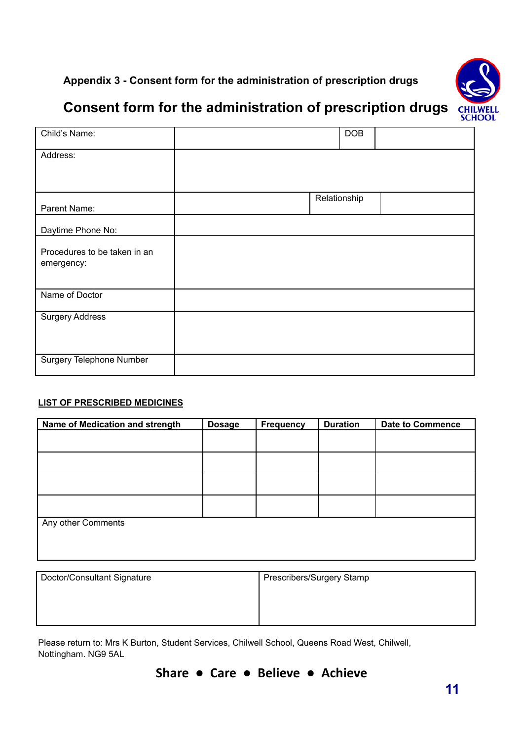**Appendix 3 - Consent form for the administration of prescription drugs**

# Consent form for the administration of prescription drugs

CHILWELL SCHOOL

| | | | |
|---|---|---|---|
| Child's Name: | | DOB | |
| Address: | | | |
| Parent Name: | | Relationship | |
| Daytime Phone No: | | | |
| Procedures to be taken in an emergency: | | | |
| Name of Doctor | | | |
| Surgery Address | | | |
| Surgery Telephone Number | | | |

**LIST OF PRESCRIBED MEDICINES**

| Name of Medication and strength | Dosage | Frequency | Duration | Date to Commence |
|---|---|---|---|---|
| | | | | |
| | | | | |
| | | | | |
| | | | | |
| Any other Comments | | | | |

| | |
|---|---|
| Doctor/Consultant Signature | Prescribers/Surgery Stamp |

Please return to: Mrs K Burton, Student Services, Chilwell School, Queens Road West, Chilwell, Nottingham. NG9 5AL

**Share ● Care ● Believe ● Achieve**